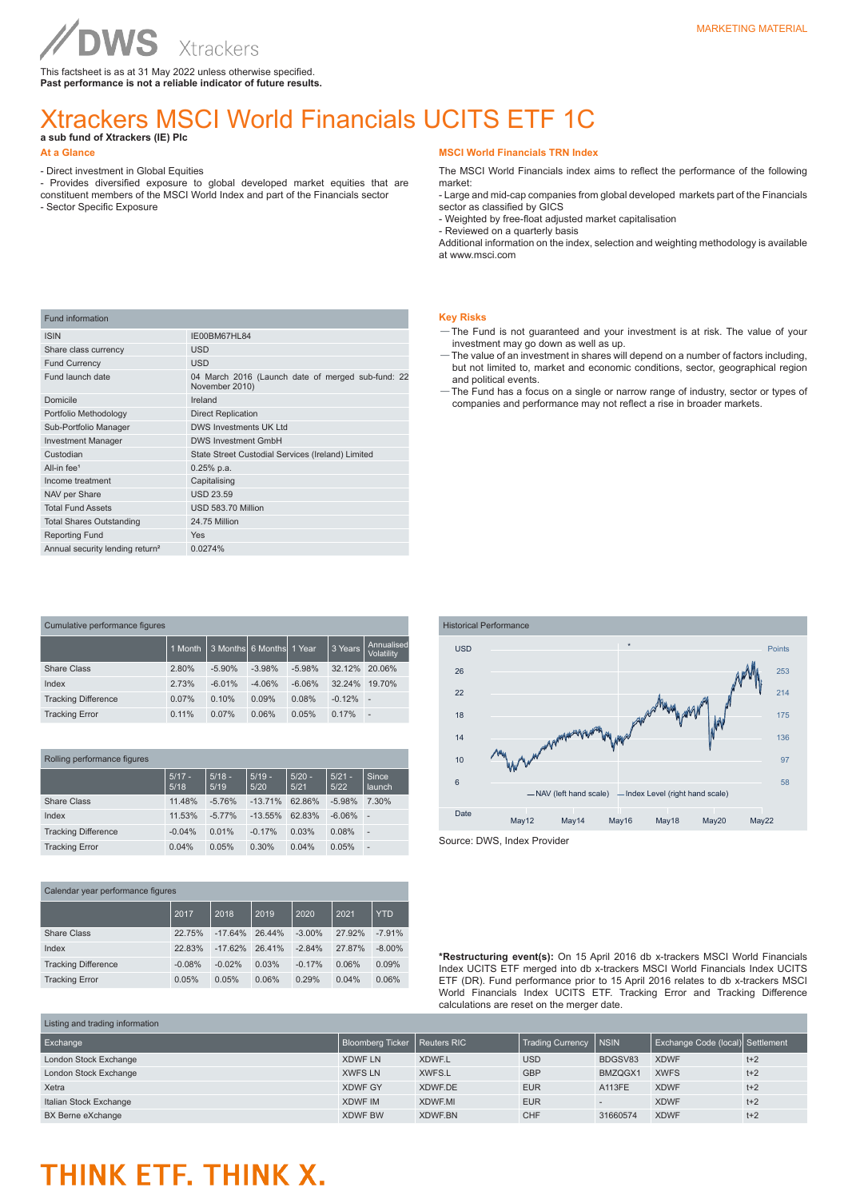MARKETING MATERIAL

DWS Xtrackers

This factsheet is as at 31 May 2022 unless otherwise specified.
**Past performance is not a reliable indicator of future results.**

# Xtrackers MSCI World Financials UCITS ETF 1C

**a sub fund of Xtrackers (IE) Plc**

### At a Glance

- Direct investment in Global Equities
- Provides diversified exposure to global developed market equities that are constituent members of the MSCI World Index and part of the Financials sector
- Sector Specific Exposure

### MSCI World Financials TRN Index

The MSCI World Financials index aims to reflect the performance of the following market:
- Large and mid-cap companies from global developed markets part of the Financials sector as classified by GICS
- Weighted by free-float adjusted market capitalisation
- Reviewed on a quarterly basis
Additional information on the index, selection and weighting methodology is available at www.msci.com

| Fund information | |
|---|---|
| ISIN | IE00BM67HL84 |
| Share class currency | USD |
| Fund Currency | USD |
| Fund launch date | 04 March 2016 (Launch date of merged sub-fund: 22 November 2010) |
| Domicile | Ireland |
| Portfolio Methodology | Direct Replication |
| Sub-Portfolio Manager | DWS Investments UK Ltd |
| Investment Manager | DWS Investment GmbH |
| Custodian | State Street Custodial Services (Ireland) Limited |
| All-in fee[1] | 0.25% p.a. |
| Income treatment | Capitalising |
| NAV per Share | USD 23.59 |
| Total Fund Assets | USD 583.70 Million |
| Total Shares Outstanding | 24.75 Million |
| Reporting Fund | Yes |
| Annual security lending return[2] | 0.0274% |

### Key Risks

- The Fund is not guaranteed and your investment is at risk. The value of your investment may go down as well as up.
- The value of an investment in shares will depend on a number of factors including, but not limited to, market and economic conditions, sector, geographical region and political events.
- The Fund has a focus on a single or narrow range of industry, sector or types of companies and performance may not reflect a rise in broader markets.

| Cumulative performance figures | 1 Month | 3 Months | 6 Months | 1 Year | 3 Years | Annualised Volatility |
|---|---|---|---|---|---|---|
| Share Class | 2.80% | -5.90% | -3.98% | -5.98% | 32.12% | 20.06% |
| Index | 2.73% | -6.01% | -4.06% | -6.06% | 32.24% | 19.70% |
| Tracking Difference | 0.07% | 0.10% | 0.09% | 0.08% | -0.12% | - |
| Tracking Error | 0.11% | 0.07% | 0.06% | 0.05% | 0.17% | - |

| Rolling performance figures | 5/17 - 5/18 | 5/18 - 5/19 | 5/19 - 5/20 | 5/20 - 5/21 | 5/21 - 5/22 | Since launch |
|---|---|---|---|---|---|---|
| Share Class | 11.48% | -5.76% | -13.71% | 62.86% | -5.98% | 7.30% |
| Index | 11.53% | -5.77% | -13.55% | 62.83% | -6.06% | - |
| Tracking Difference | -0.04% | 0.01% | -0.17% | 0.03% | 0.08% | - |
| Tracking Error | 0.04% | 0.05% | 0.30% | 0.04% | 0.05% | - |

| Calendar year performance figures | 2017 | 2018 | 2019 | 2020 | 2021 | YTD |
|---|---|---|---|---|---|---|
| Share Class | 22.75% | -17.64% | 26.44% | -3.00% | 27.92% | -7.91% |
| Index | 22.83% | -17.62% | 26.41% | -2.84% | 27.87% | -8.00% |
| Tracking Difference | -0.08% | -0.02% | 0.03% | -0.17% | 0.06% | 0.09% |
| Tracking Error | 0.05% | 0.05% | 0.06% | 0.29% | 0.04% | 0.06% |

Historical Performance

Source: DWS, Index Provider

***Restructuring event(s):** On 15 April 2016 db x-trackers MSCI World Financials Index UCITS ETF merged into db x-trackers MSCI World Financials Index UCITS ETF (DR). Fund performance prior to 15 April 2016 relates to db x-trackers MSCI World Financials Index UCITS ETF. Tracking Error and Tracking Difference calculations are reset on the merger date.

Listing and trading information

| Exchange | Bloomberg Ticker | Reuters RIC | Trading Currency | NSIN | Exchange Code (local) | Settlement |
|---|---|---|---|---|---|---|
| London Stock Exchange | XDWF LN | XDWF.L | USD | BDGSV83 | XDWF | t+2 |
| London Stock Exchange | XWFS LN | XWFS.L | GBP | BMZQGX1 | XWFS | t+2 |
| Xetra | XDWF GY | XDWF.DE | EUR | A113FE | XDWF | t+2 |
| Italian Stock Exchange | XDWF IM | XDWF.MI | EUR | - | XDWF | t+2 |
| BX Berne eXchange | XDWF BW | XDWF.BN | CHF | 31660574 | XDWF | t+2 |

THINK ETF. THINK X.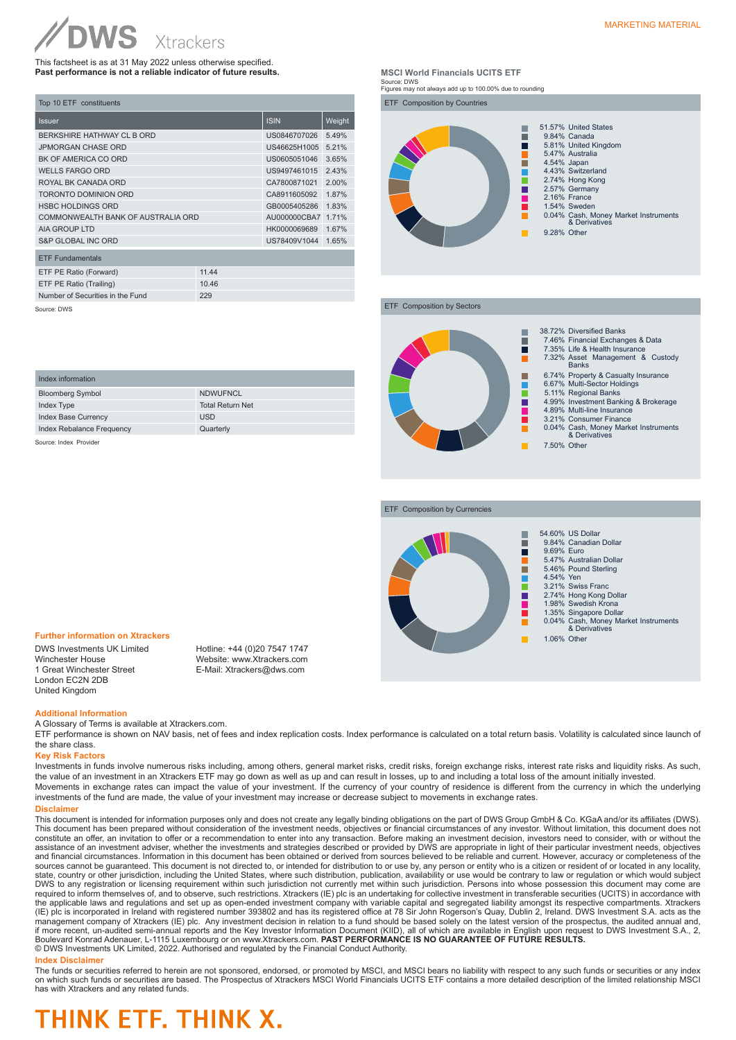MARKETING MATERIAL

DWS Xtrackers

This factsheet is as at 31 May 2022 unless otherwise specified.
**Past performance is not a reliable indicator of future results.**

## MSCI World Financials UCITS ETF

Source: DWS
Figures may not always add up to 100.00% due to rounding

### Top 10 ETF constituents

| Issuer | ISIN | Weight |
|---|---|---|
| BERKSHIRE HATHAWAY CL B ORD | US0846707026 | 5.49% |
| JPMORGAN CHASE ORD | US46625H1005 | 5.21% |
| BK OF AMERICA CO ORD | US0605051046 | 3.65% |
| WELLS FARGO ORD | US9497461015 | 2.43% |
| ROYAL BK CANADA ORD | CA7800871021 | 2.00% |
| TORONTO DOMINION ORD | CA8911605092 | 1.87% |
| HSBC HOLDINGS ORD | GB0005405286 | 1.83% |
| COMMONWEALTH BANK OF AUSTRALIA ORD | AU000000CBA7 | 1.71% |
| AIA GROUP LTD | HK0000069689 | 1.67% |
| S&P GLOBAL INC ORD | US78409V1044 | 1.65% |

### ETF Fundamentals

| | |
|---|---|
| ETF PE Ratio (Forward) | 11.44 |
| ETF PE Ratio (Trailing) | 10.46 |
| Number of Securities in the Fund | 229 |

Source: DWS

### ETF Composition by Countries

51.57% United States
9.84% Canada
5.81% United Kingdom
5.47% Australia
4.54% Japan
4.43% Switzerland
2.74% Hong Kong
2.57% Germany
2.16% France
1.54% Sweden
0.04% Cash, Money Market Instruments & Derivatives
9.28% Other

### ETF Composition by Sectors

38.72% Diversified Banks
7.46% Financial Exchanges & Data
7.35% Life & Health Insurance
7.32% Asset Management & Custody Banks
6.74% Property & Casualty Insurance
6.67% Multi-Sector Holdings
5.11% Regional Banks
4.99% Investment Banking & Brokerage
4.89% Multi-line Insurance
3.21% Consumer Finance
0.04% Cash, Money Market Instruments & Derivatives
7.50% Other

### Index information

| | |
|---|---|
| Bloomberg Symbol | NDWUFNCL |
| Index Type | Total Return Net |
| Index Base Currency | USD |
| Index Rebalance Frequency | Quarterly |

Source: Index Provider

### ETF Composition by Currencies

54.60% US Dollar
9.84% Canadian Dollar
9.69% Euro
5.47% Australian Dollar
5.46% Pound Sterling
4.54% Yen
3.21% Swiss Franc
2.74% Hong Kong Dollar
1.98% Swedish Krona
1.35% Singapore Dollar
0.04% Cash, Money Market Instruments & Derivatives
1.06% Other

### Further information on Xtrackers

DWS Investments UK Limited
Winchester House
1 Great Winchester Street
London EC2N 2DB
United Kingdom

Hotline: +44 (0)20 7547 1747
Website: www.Xtrackers.com
E-Mail: Xtrackers@dws.com

### Additional Information

A Glossary of Terms is available at Xtrackers.com.

ETF performance is shown on NAV basis, net of fees and index replication costs. Index performance is calculated on a total return basis. Volatility is calculated since launch of the share class.

### Key Risk Factors

Investments in funds involve numerous risks including, among others, general market risks, credit risks, foreign exchange risks, interest rate risks and liquidity risks. As such, the value of an investment in an Xtrackers ETF may go down as well as up and can result in losses, up to and including a total loss of the amount initially invested.

Movements in exchange rates can impact the value of your investment. If the currency of your country of residence is different from the currency in which the underlying investments of the fund are made, the value of your investment may increase or decrease subject to movements in exchange rates.

### Disclaimer

This document is intended for information purposes only and does not create any legally binding obligations on the part of DWS Group GmbH & Co. KGaA and/or its affiliates (DWS). This document has been prepared without consideration of the investment needs, objectives or financial circumstances of any investor. Without limitation, this document does not constitute an offer, an invitation to offer or a recommendation to enter into any transaction. Before making an investment decision, investors need to consider, with or without the assistance of an investment adviser, whether the investments and strategies described or provided by DWS are appropriate in light of their particular investment needs, objectives and financial circumstances. Information in this document has been obtained or derived from sources believed to be reliable and current. However, accuracy or completeness of the sources cannot be guaranteed. This document is not directed to, or intended for distribution to or use by, any person or entity who is a citizen or resident of or located in any locality, state, country or other jurisdiction, including the United States, where such distribution, publication, availability or use would be contrary to law or regulation or which would subject DWS to any registration or licensing requirement within such jurisdiction not currently met within such jurisdiction. Persons into whose possession this document may come are required to inform themselves of, and to observe, such restrictions. Xtrackers (IE) plc is an undertaking for collective investment in transferable securities (UCITS) in accordance with the applicable laws and regulations and set up as open-ended investment company with variable capital and segregated liability amongst its respective compartments. Xtrackers (IE) plc is incorporated in Ireland with registered number 393802 and has its registered office at 78 Sir John Rogerson's Quay, Dublin 2, Ireland. DWS Investment S.A. acts as the management company of Xtrackers (IE) plc. Any investment decision in relation to a fund should be based solely on the latest version of the prospectus, the audited annual and, if more recent, un-audited semi-annual reports and the Key Investor Information Document (KIID), all of which are available in English upon request to DWS Investment S.A., 2, Boulevard Konrad Adenauer, L-1115 Luxembourg or on www.Xtrackers.com. **PAST PERFORMANCE IS NO GUARANTEE OF FUTURE RESULTS.**
© DWS Investments UK Limited, 2022. Authorised and regulated by the Financial Conduct Authority.

### Index Disclaimer

The funds or securities referred to herein are not sponsored, endorsed, or promoted by MSCI, and MSCI bears no liability with respect to any such funds or securities or any index on which such funds or securities are based. The Prospectus of Xtrackers MSCI World Financials UCITS ETF contains a more detailed description of the limited relationship MSCI has with Xtrackers and any related funds.

# THINK ETF. THINK X.